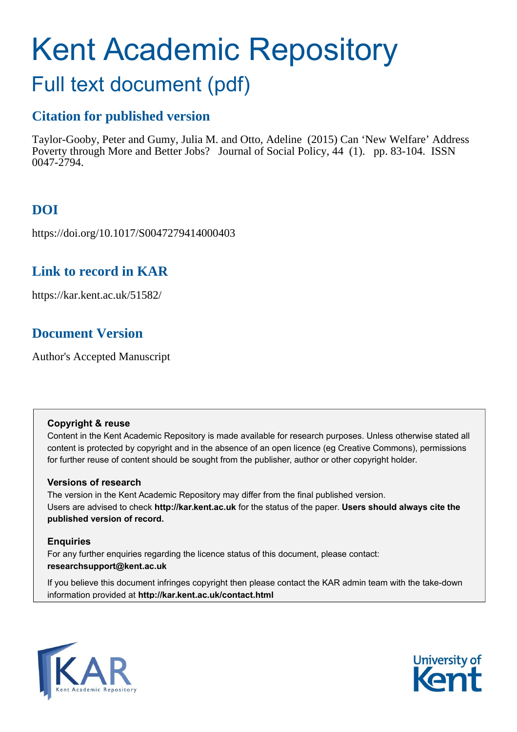# Kent Academic Repository

## Full text document (pdf)

### Citation for published version

Taylor-Gooby, Peter and Gumy, Julia M. and Otto, Adeline (2015) Can 'New Welfare' Address Poverty through More and Better Jobs? Journal of Social Policy, 44 (1). pp. 83-104. ISSN 0047-2794.

### DOI

https://doi.org/10.1017/S0047279414000403

### Link to record in KAR

https://kar.kent.ac.uk/51582/

### Document Version

Author's Accepted Manuscript

**Copyright & reuse**

Content in the Kent Academic Repository is made available for research purposes. Unless otherwise stated all content is protected by copyright and in the absence of an open licence (eg Creative Commons), permissions for further reuse of content should be sought from the publisher, author or other copyright holder.

**Versions of research**

The version in the Kent Academic Repository may differ from the final published version. Users are advised to check **http://kar.kent.ac.uk** for the status of the paper. **Users should always cite the published version of record.**

**Enquiries**

For any further enquiries regarding the licence status of this document, please contact: **researchsupport@kent.ac.uk**

If you believe this document infringes copyright then please contact the KAR admin team with the take-down information provided at **http://kar.kent.ac.uk/contact.html**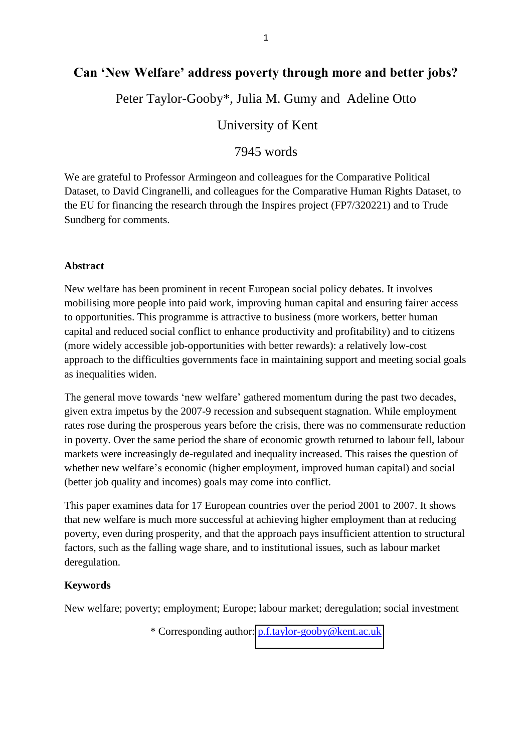# Can 'New Welfare' address poverty through more and better jobs?

Peter Taylor-Gooby*, Julia M. Gumy and Adeline Otto

University of Kent

7945 words

We are grateful to Professor Armingeon and colleagues for the Comparative Political Dataset, to David Cingranelli, and colleagues for the Comparative Human Rights Dataset, to the EU for financing the research through the Inspires project (FP7/320221) and to Trude Sundberg for comments.

## Abstract

New welfare has been prominent in recent European social policy debates. It involves mobilising more people into paid work, improving human capital and ensuring fairer access to opportunities. This programme is attractive to business (more workers, better human capital and reduced social conflict to enhance productivity and profitability) and to citizens (more widely accessible job-opportunities with better rewards): a relatively low-cost approach to the difficulties governments face in maintaining support and meeting social goals as inequalities widen.

The general move towards 'new welfare' gathered momentum during the past two decades, given extra impetus by the 2007-9 recession and subsequent stagnation. While employment rates rose during the prosperous years before the crisis, there was no commensurate reduction in poverty. Over the same period the share of economic growth returned to labour fell, labour markets were increasingly de-regulated and inequality increased. This raises the question of whether new welfare's economic (higher employment, improved human capital) and social (better job quality and incomes) goals may come into conflict.

This paper examines data for 17 European countries over the period 2001 to 2007. It shows that new welfare is much more successful at achieving higher employment than at reducing poverty, even during prosperity, and that the approach pays insufficient attention to structural factors, such as the falling wage share, and to institutional issues, such as labour market deregulation.

## Keywords

New welfare; poverty; employment; Europe; labour market; deregulation; social investment

\* Corresponding author: p.f.taylor-gooby@kent.ac.uk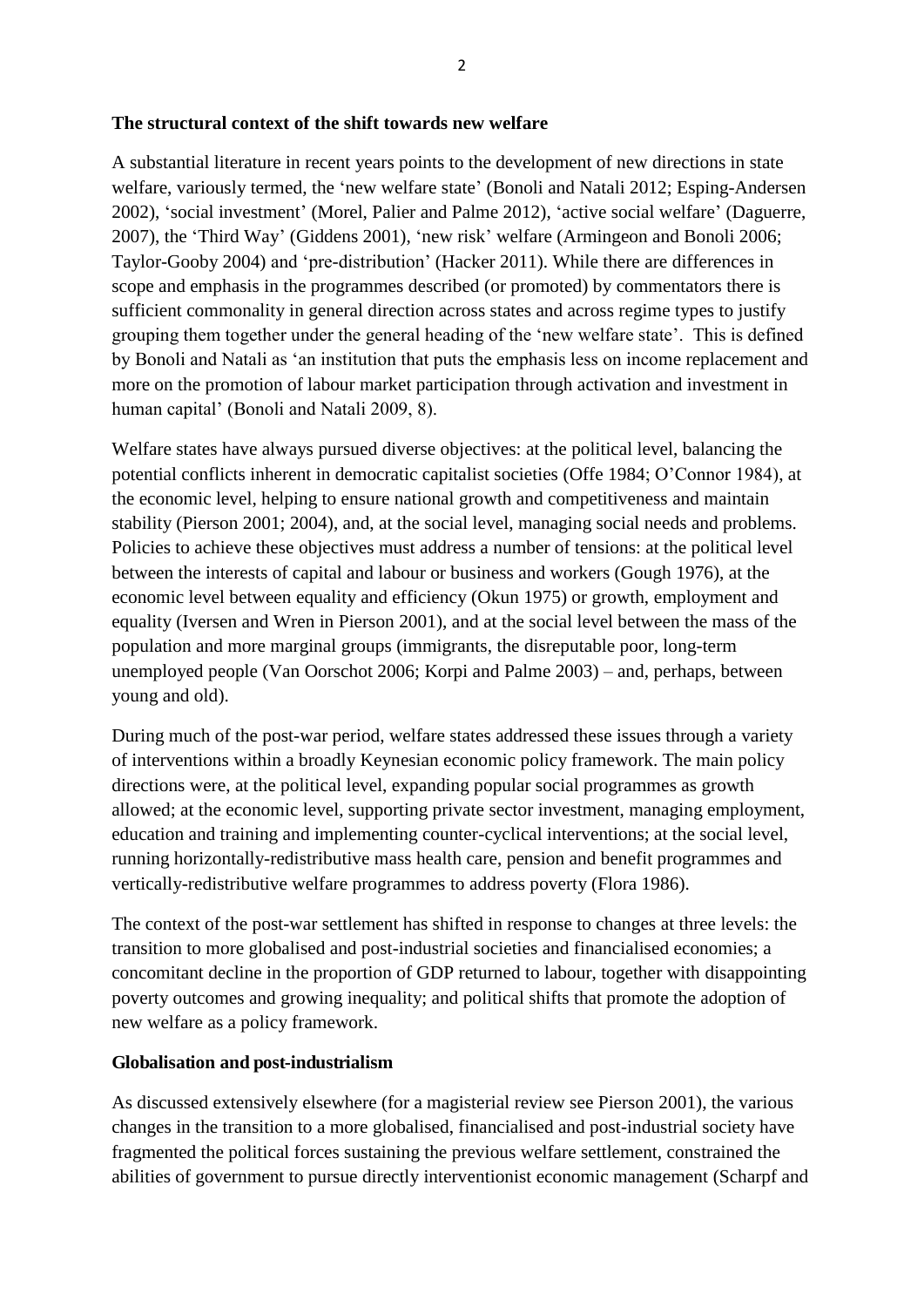**The structural context of the shift towards new welfare**

A substantial literature in recent years points to the development of new directions in state welfare, variously termed, the 'new welfare state' (Bonoli and Natali 2012; Esping-Andersen 2002), 'social investment' (Morel, Palier and Palme 2012), 'active social welfare' (Daguerre, 2007), the 'Third Way' (Giddens 2001), 'new risk' welfare (Armingeon and Bonoli 2006; Taylor-Gooby 2004) and 'pre-distribution' (Hacker 2011). While there are differences in scope and emphasis in the programmes described (or promoted) by commentators there is sufficient commonality in general direction across states and across regime types to justify grouping them together under the general heading of the 'new welfare state'. This is defined by Bonoli and Natali as 'an institution that puts the emphasis less on income replacement and more on the promotion of labour market participation through activation and investment in human capital' (Bonoli and Natali 2009, 8).

Welfare states have always pursued diverse objectives: at the political level, balancing the potential conflicts inherent in democratic capitalist societies (Offe 1984; O'Connor 1984), at the economic level, helping to ensure national growth and competitiveness and maintain stability (Pierson 2001; 2004), and, at the social level, managing social needs and problems. Policies to achieve these objectives must address a number of tensions: at the political level between the interests of capital and labour or business and workers (Gough 1976), at the economic level between equality and efficiency (Okun 1975) or growth, employment and equality (Iversen and Wren in Pierson 2001), and at the social level between the mass of the population and more marginal groups (immigrants, the disreputable poor, long-term unemployed people (Van Oorschot 2006; Korpi and Palme 2003) – and, perhaps, between young and old).

During much of the post-war period, welfare states addressed these issues through a variety of interventions within a broadly Keynesian economic policy framework. The main policy directions were, at the political level, expanding popular social programmes as growth allowed; at the economic level, supporting private sector investment, managing employment, education and training and implementing counter-cyclical interventions; at the social level, running horizontally-redistributive mass health care, pension and benefit programmes and vertically-redistributive welfare programmes to address poverty (Flora 1986).

The context of the post-war settlement has shifted in response to changes at three levels: the transition to more globalised and post-industrial societies and financialised economies; a concomitant decline in the proportion of GDP returned to labour, together with disappointing poverty outcomes and growing inequality; and political shifts that promote the adoption of new welfare as a policy framework.

**Globalisation and post-industrialism**

As discussed extensively elsewhere (for a magisterial review see Pierson 2001), the various changes in the transition to a more globalised, financialised and post-industrial society have fragmented the political forces sustaining the previous welfare settlement, constrained the abilities of government to pursue directly interventionist economic management (Scharpf and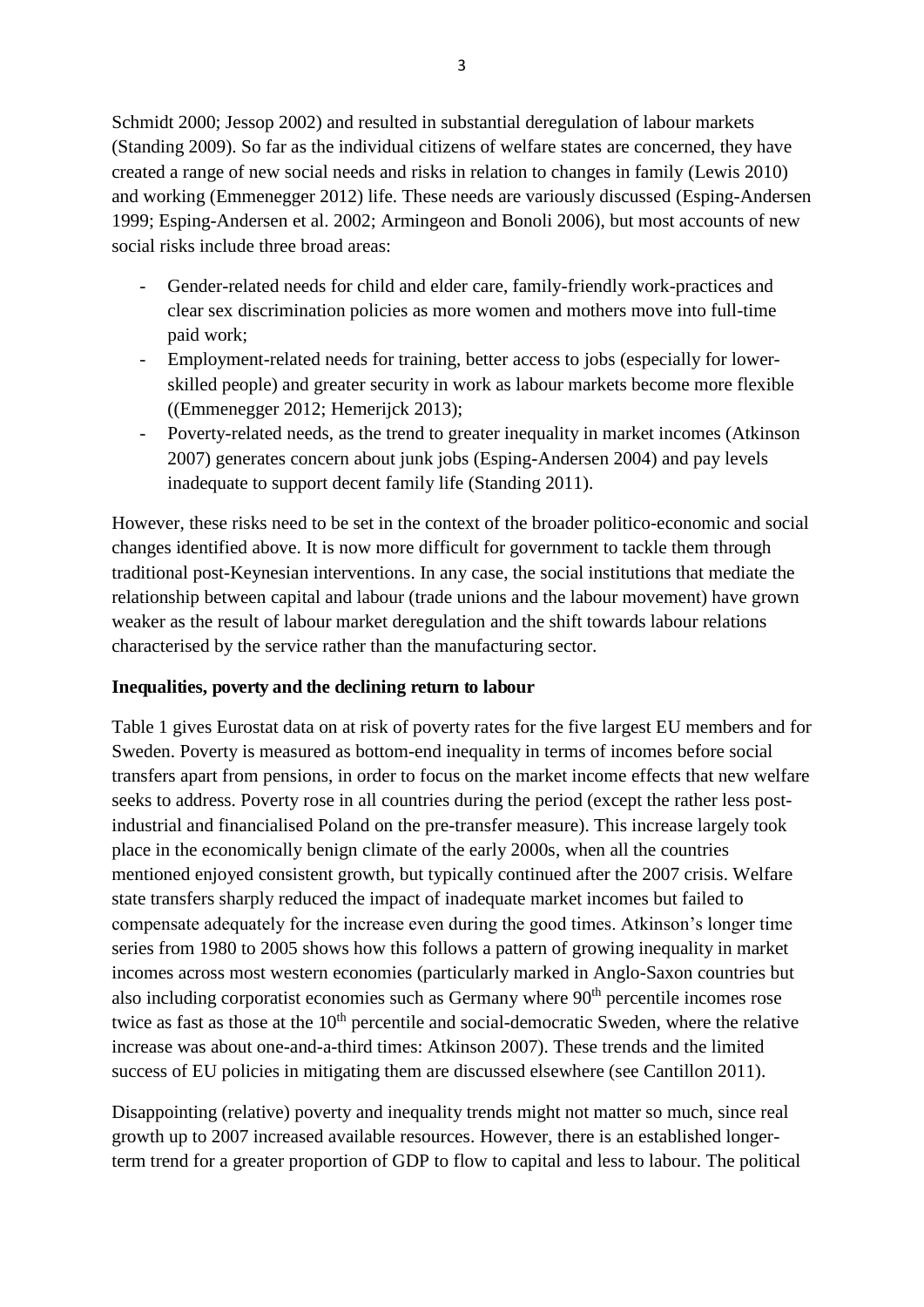Schmidt 2000; Jessop 2002) and resulted in substantial deregulation of labour markets (Standing 2009). So far as the individual citizens of welfare states are concerned, they have created a range of new social needs and risks in relation to changes in family (Lewis 2010) and working (Emmenegger 2012) life. These needs are variously discussed (Esping-Andersen 1999; Esping-Andersen et al. 2002; Armingeon and Bonoli 2006), but most accounts of new social risks include three broad areas:

- Gender-related needs for child and elder care, family-friendly work-practices and clear sex discrimination policies as more women and mothers move into full-time paid work;
- Employment-related needs for training, better access to jobs (especially for lower-skilled people) and greater security in work as labour markets become more flexible ((Emmenegger 2012; Hemerijck 2013);
- Poverty-related needs, as the trend to greater inequality in market incomes (Atkinson 2007) generates concern about junk jobs (Esping-Andersen 2004) and pay levels inadequate to support decent family life (Standing 2011).

However, these risks need to be set in the context of the broader politico-economic and social changes identified above. It is now more difficult for government to tackle them through traditional post-Keynesian interventions. In any case, the social institutions that mediate the relationship between capital and labour (trade unions and the labour movement) have grown weaker as the result of labour market deregulation and the shift towards labour relations characterised by the service rather than the manufacturing sector.

**Inequalities, poverty and the declining return to labour**

Table 1 gives Eurostat data on at risk of poverty rates for the five largest EU members and for Sweden. Poverty is measured as bottom-end inequality in terms of incomes before social transfers apart from pensions, in order to focus on the market income effects that new welfare seeks to address. Poverty rose in all countries during the period (except the rather less post-industrial and financialised Poland on the pre-transfer measure). This increase largely took place in the economically benign climate of the early 2000s, when all the countries mentioned enjoyed consistent growth, but typically continued after the 2007 crisis. Welfare state transfers sharply reduced the impact of inadequate market incomes but failed to compensate adequately for the increase even during the good times. Atkinson's longer time series from 1980 to 2005 shows how this follows a pattern of growing inequality in market incomes across most western economies (particularly marked in Anglo-Saxon countries but also including corporatist economies such as Germany where 90th percentile incomes rose twice as fast as those at the 10th percentile and social-democratic Sweden, where the relative increase was about one-and-a-third times: Atkinson 2007). These trends and the limited success of EU policies in mitigating them are discussed elsewhere (see Cantillon 2011).

Disappointing (relative) poverty and inequality trends might not matter so much, since real growth up to 2007 increased available resources. However, there is an established longer-term trend for a greater proportion of GDP to flow to capital and less to labour. The political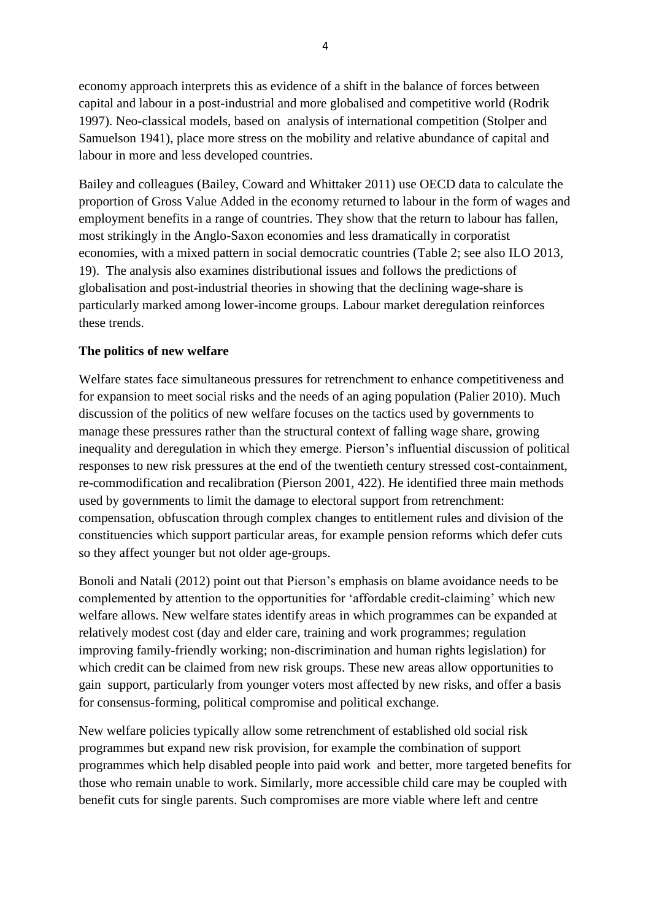economy approach interprets this as evidence of a shift in the balance of forces between capital and labour in a post-industrial and more globalised and competitive world (Rodrik 1997). Neo-classical models, based on analysis of international competition (Stolper and Samuelson 1941), place more stress on the mobility and relative abundance of capital and labour in more and less developed countries.

Bailey and colleagues (Bailey, Coward and Whittaker 2011) use OECD data to calculate the proportion of Gross Value Added in the economy returned to labour in the form of wages and employment benefits in a range of countries. They show that the return to labour has fallen, most strikingly in the Anglo-Saxon economies and less dramatically in corporatist economies, with a mixed pattern in social democratic countries (Table 2; see also ILO 2013, 19). The analysis also examines distributional issues and follows the predictions of globalisation and post-industrial theories in showing that the declining wage-share is particularly marked among lower-income groups. Labour market deregulation reinforces these trends.

**The politics of new welfare**

Welfare states face simultaneous pressures for retrenchment to enhance competitiveness and for expansion to meet social risks and the needs of an aging population (Palier 2010). Much discussion of the politics of new welfare focuses on the tactics used by governments to manage these pressures rather than the structural context of falling wage share, growing inequality and deregulation in which they emerge. Pierson's influential discussion of political responses to new risk pressures at the end of the twentieth century stressed cost-containment, re-commodification and recalibration (Pierson 2001, 422). He identified three main methods used by governments to limit the damage to electoral support from retrenchment: compensation, obfuscation through complex changes to entitlement rules and division of the constituencies which support particular areas, for example pension reforms which defer cuts so they affect younger but not older age-groups.

Bonoli and Natali (2012) point out that Pierson's emphasis on blame avoidance needs to be complemented by attention to the opportunities for 'affordable credit-claiming' which new welfare allows. New welfare states identify areas in which programmes can be expanded at relatively modest cost (day and elder care, training and work programmes; regulation improving family-friendly working; non-discrimination and human rights legislation) for which credit can be claimed from new risk groups. These new areas allow opportunities to gain support, particularly from younger voters most affected by new risks, and offer a basis for consensus-forming, political compromise and political exchange.

New welfare policies typically allow some retrenchment of established old social risk programmes but expand new risk provision, for example the combination of support programmes which help disabled people into paid work and better, more targeted benefits for those who remain unable to work. Similarly, more accessible child care may be coupled with benefit cuts for single parents. Such compromises are more viable where left and centre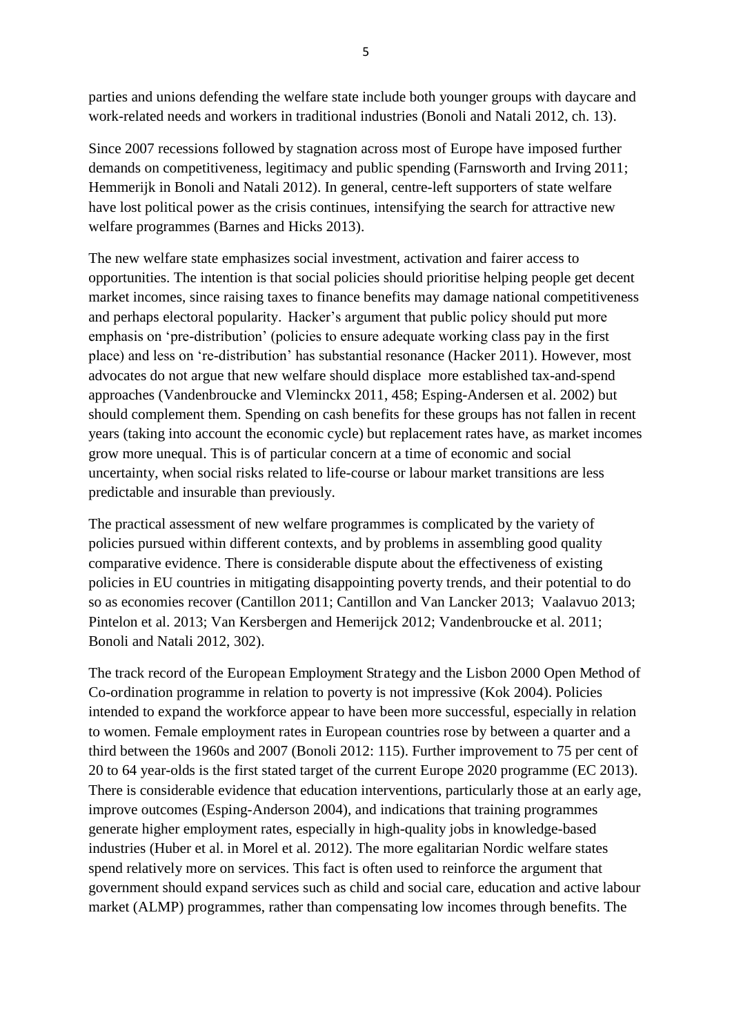parties and unions defending the welfare state include both younger groups with daycare and work-related needs and workers in traditional industries (Bonoli and Natali 2012, ch. 13).

Since 2007 recessions followed by stagnation across most of Europe have imposed further demands on competitiveness, legitimacy and public spending (Farnsworth and Irving 2011; Hemmerijk in Bonoli and Natali 2012). In general, centre-left supporters of state welfare have lost political power as the crisis continues, intensifying the search for attractive new welfare programmes (Barnes and Hicks 2013).

The new welfare state emphasizes social investment, activation and fairer access to opportunities. The intention is that social policies should prioritise helping people get decent market incomes, since raising taxes to finance benefits may damage national competitiveness and perhaps electoral popularity. Hacker's argument that public policy should put more emphasis on 'pre-distribution' (policies to ensure adequate working class pay in the first place) and less on 're-distribution' has substantial resonance (Hacker 2011). However, most advocates do not argue that new welfare should displace more established tax-and-spend approaches (Vandenbroucke and Vleminckx 2011, 458; Esping-Andersen et al. 2002) but should complement them. Spending on cash benefits for these groups has not fallen in recent years (taking into account the economic cycle) but replacement rates have, as market incomes grow more unequal. This is of particular concern at a time of economic and social uncertainty, when social risks related to life-course or labour market transitions are less predictable and insurable than previously.

The practical assessment of new welfare programmes is complicated by the variety of policies pursued within different contexts, and by problems in assembling good quality comparative evidence. There is considerable dispute about the effectiveness of existing policies in EU countries in mitigating disappointing poverty trends, and their potential to do so as economies recover (Cantillon 2011; Cantillon and Van Lancker 2013; Vaalavuo 2013; Pintelon et al. 2013; Van Kersbergen and Hemerijck 2012; Vandenbroucke et al. 2011; Bonoli and Natali 2012, 302).

The track record of the European Employment Strategy and the Lisbon 2000 Open Method of Co-ordination programme in relation to poverty is not impressive (Kok 2004). Policies intended to expand the workforce appear to have been more successful, especially in relation to women. Female employment rates in European countries rose by between a quarter and a third between the 1960s and 2007 (Bonoli 2012: 115). Further improvement to 75 per cent of 20 to 64 year-olds is the first stated target of the current Europe 2020 programme (EC 2013). There is considerable evidence that education interventions, particularly those at an early age, improve outcomes (Esping-Anderson 2004), and indications that training programmes generate higher employment rates, especially in high-quality jobs in knowledge-based industries (Huber et al. in Morel et al. 2012). The more egalitarian Nordic welfare states spend relatively more on services. This fact is often used to reinforce the argument that government should expand services such as child and social care, education and active labour market (ALMP) programmes, rather than compensating low incomes through benefits. The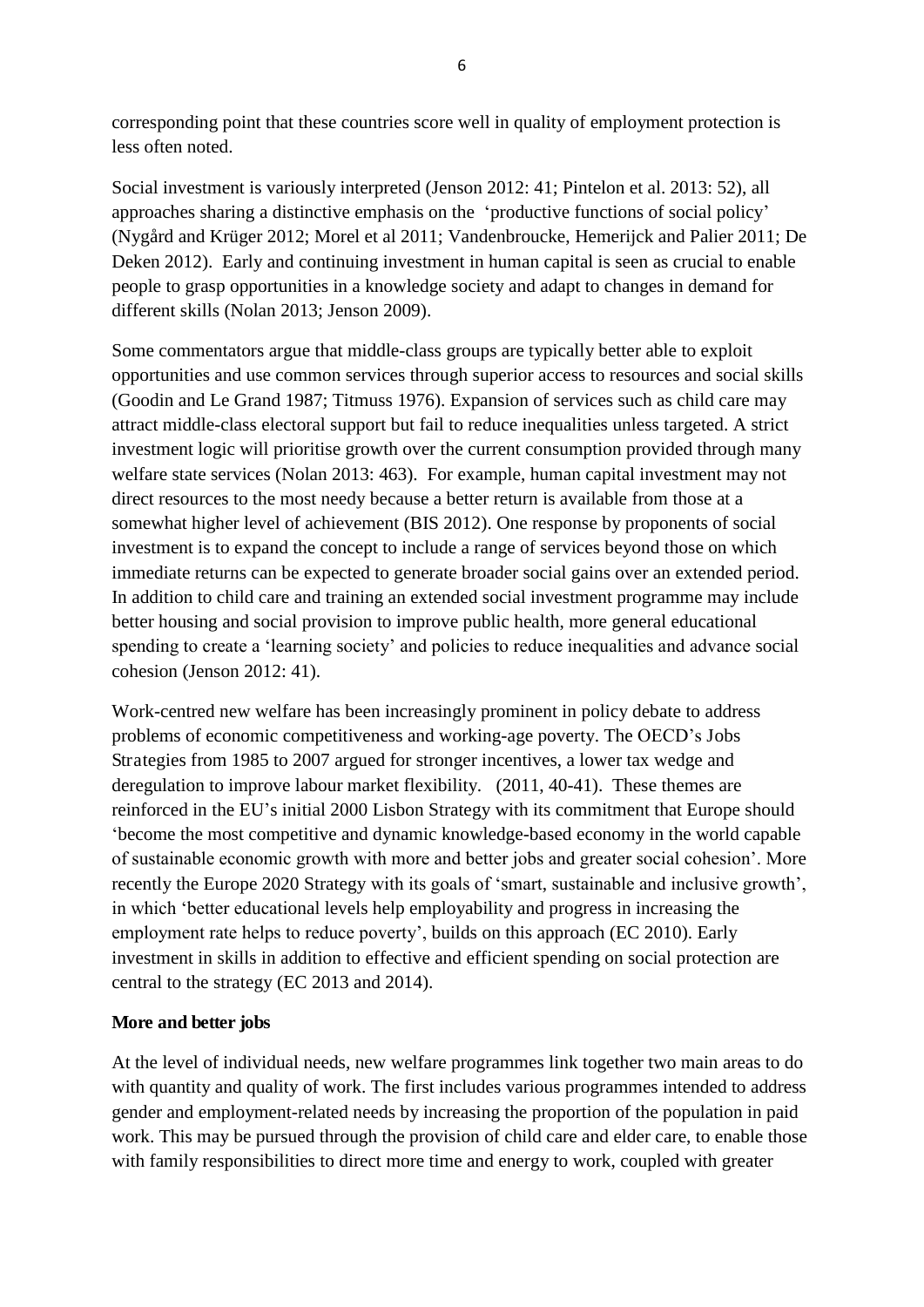corresponding point that these countries score well in quality of employment protection is less often noted.

Social investment is variously interpreted (Jenson 2012: 41; Pintelon et al. 2013: 52), all approaches sharing a distinctive emphasis on the 'productive functions of social policy' (Nygård and Krüger 2012; Morel et al 2011; Vandenbroucke, Hemerijck and Palier 2011; De Deken 2012). Early and continuing investment in human capital is seen as crucial to enable people to grasp opportunities in a knowledge society and adapt to changes in demand for different skills (Nolan 2013; Jenson 2009).

Some commentators argue that middle-class groups are typically better able to exploit opportunities and use common services through superior access to resources and social skills (Goodin and Le Grand 1987; Titmuss 1976). Expansion of services such as child care may attract middle-class electoral support but fail to reduce inequalities unless targeted. A strict investment logic will prioritise growth over the current consumption provided through many welfare state services (Nolan 2013: 463). For example, human capital investment may not direct resources to the most needy because a better return is available from those at a somewhat higher level of achievement (BIS 2012). One response by proponents of social investment is to expand the concept to include a range of services beyond those on which immediate returns can be expected to generate broader social gains over an extended period. In addition to child care and training an extended social investment programme may include better housing and social provision to improve public health, more general educational spending to create a 'learning society' and policies to reduce inequalities and advance social cohesion (Jenson 2012: 41).

Work-centred new welfare has been increasingly prominent in policy debate to address problems of economic competitiveness and working-age poverty. The OECD's Jobs Strategies from 1985 to 2007 argued for stronger incentives, a lower tax wedge and deregulation to improve labour market flexibility. (2011, 40-41). These themes are reinforced in the EU's initial 2000 Lisbon Strategy with its commitment that Europe should 'become the most competitive and dynamic knowledge-based economy in the world capable of sustainable economic growth with more and better jobs and greater social cohesion'. More recently the Europe 2020 Strategy with its goals of 'smart, sustainable and inclusive growth', in which 'better educational levels help employability and progress in increasing the employment rate helps to reduce poverty', builds on this approach (EC 2010). Early investment in skills in addition to effective and efficient spending on social protection are central to the strategy (EC 2013 and 2014).

**More and better jobs**

At the level of individual needs, new welfare programmes link together two main areas to do with quantity and quality of work. The first includes various programmes intended to address gender and employment-related needs by increasing the proportion of the population in paid work. This may be pursued through the provision of child care and elder care, to enable those with family responsibilities to direct more time and energy to work, coupled with greater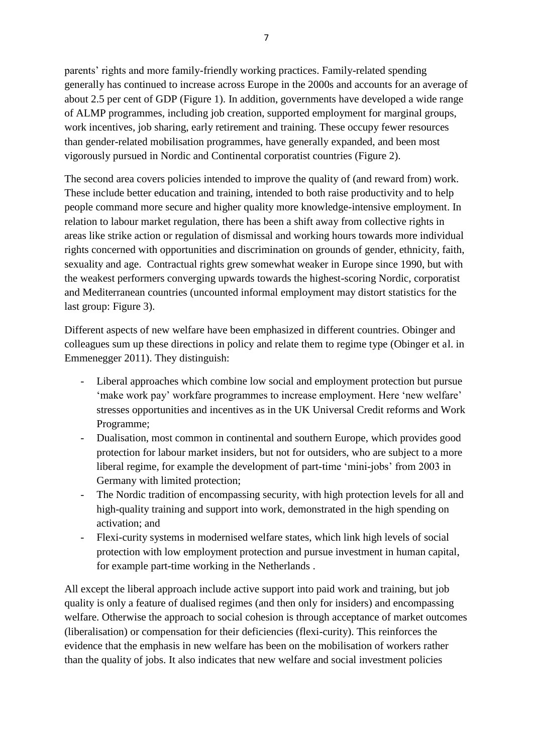parents' rights and more family-friendly working practices. Family-related spending generally has continued to increase across Europe in the 2000s and accounts for an average of about 2.5 per cent of GDP (Figure 1). In addition, governments have developed a wide range of ALMP programmes, including job creation, supported employment for marginal groups, work incentives, job sharing, early retirement and training. These occupy fewer resources than gender-related mobilisation programmes, have generally expanded, and been most vigorously pursued in Nordic and Continental corporatist countries (Figure 2).

The second area covers policies intended to improve the quality of (and reward from) work. These include better education and training, intended to both raise productivity and to help people command more secure and higher quality more knowledge-intensive employment. In relation to labour market regulation, there has been a shift away from collective rights in areas like strike action or regulation of dismissal and working hours towards more individual rights concerned with opportunities and discrimination on grounds of gender, ethnicity, faith, sexuality and age. Contractual rights grew somewhat weaker in Europe since 1990, but with the weakest performers converging upwards towards the highest-scoring Nordic, corporatist and Mediterranean countries (uncounted informal employment may distort statistics for the last group: Figure 3).

Different aspects of new welfare have been emphasized in different countries. Obinger and colleagues sum up these directions in policy and relate them to regime type (Obinger et al. in Emmenegger 2011). They distinguish:

- Liberal approaches which combine low social and employment protection but pursue 'make work pay' workfare programmes to increase employment. Here 'new welfare' stresses opportunities and incentives as in the UK Universal Credit reforms and Work Programme;
- Dualisation, most common in continental and southern Europe, which provides good protection for labour market insiders, but not for outsiders, who are subject to a more liberal regime, for example the development of part-time 'mini-jobs' from 2003 in Germany with limited protection;
- The Nordic tradition of encompassing security, with high protection levels for all and high-quality training and support into work, demonstrated in the high spending on activation; and
- Flexi-curity systems in modernised welfare states, which link high levels of social protection with low employment protection and pursue investment in human capital, for example part-time working in the Netherlands .

All except the liberal approach include active support into paid work and training, but job quality is only a feature of dualised regimes (and then only for insiders) and encompassing welfare. Otherwise the approach to social cohesion is through acceptance of market outcomes (liberalisation) or compensation for their deficiencies (flexi-curity). This reinforces the evidence that the emphasis in new welfare has been on the mobilisation of workers rather than the quality of jobs. It also indicates that new welfare and social investment policies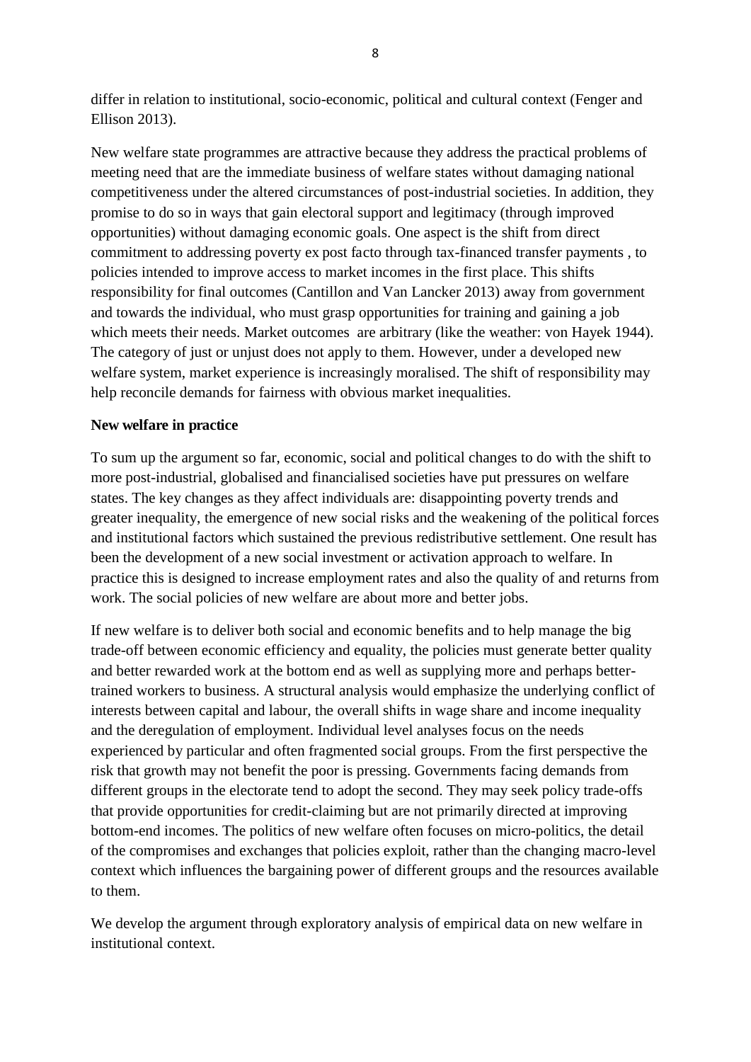differ in relation to institutional, socio-economic, political and cultural context (Fenger and Ellison 2013).

New welfare state programmes are attractive because they address the practical problems of meeting need that are the immediate business of welfare states without damaging national competitiveness under the altered circumstances of post-industrial societies. In addition, they promise to do so in ways that gain electoral support and legitimacy (through improved opportunities) without damaging economic goals. One aspect is the shift from direct commitment to addressing poverty ex post facto through tax-financed transfer payments , to policies intended to improve access to market incomes in the first place. This shifts responsibility for final outcomes (Cantillon and Van Lancker 2013) away from government and towards the individual, who must grasp opportunities for training and gaining a job which meets their needs. Market outcomes  are arbitrary (like the weather: von Hayek 1944). The category of just or unjust does not apply to them. However, under a developed new welfare system, market experience is increasingly moralised. The shift of responsibility may help reconcile demands for fairness with obvious market inequalities.

**New welfare in practice**

To sum up the argument so far, economic, social and political changes to do with the shift to more post-industrial, globalised and financialised societies have put pressures on welfare states. The key changes as they affect individuals are: disappointing poverty trends and greater inequality, the emergence of new social risks and the weakening of the political forces and institutional factors which sustained the previous redistributive settlement. One result has been the development of a new social investment or activation approach to welfare. In practice this is designed to increase employment rates and also the quality of and returns from work. The social policies of new welfare are about more and better jobs.

If new welfare is to deliver both social and economic benefits and to help manage the big trade-off between economic efficiency and equality, the policies must generate better quality and better rewarded work at the bottom end as well as supplying more and perhaps better-trained workers to business. A structural analysis would emphasize the underlying conflict of interests between capital and labour, the overall shifts in wage share and income inequality and the deregulation of employment. Individual level analyses focus on the needs experienced by particular and often fragmented social groups. From the first perspective the risk that growth may not benefit the poor is pressing. Governments facing demands from different groups in the electorate tend to adopt the second. They may seek policy trade-offs that provide opportunities for credit-claiming but are not primarily directed at improving bottom-end incomes. The politics of new welfare often focuses on micro-politics, the detail of the compromises and exchanges that policies exploit, rather than the changing macro-level context which influences the bargaining power of different groups and the resources available to them.

We develop the argument through exploratory analysis of empirical data on new welfare in institutional context.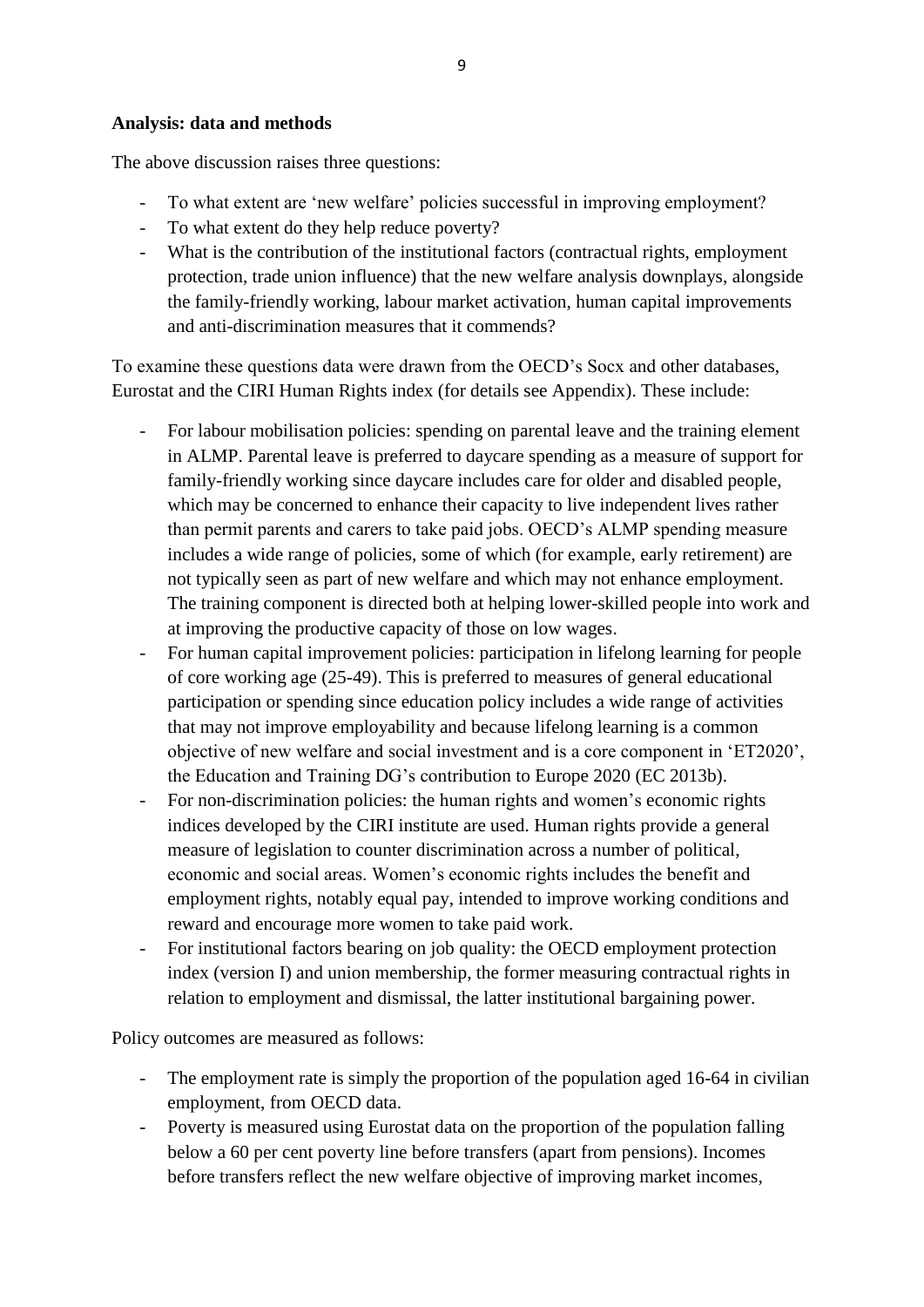**Analysis: data and methods**

The above discussion raises three questions:

- To what extent are 'new welfare' policies successful in improving employment?
- To what extent do they help reduce poverty?
- What is the contribution of the institutional factors (contractual rights, employment protection, trade union influence) that the new welfare analysis downplays, alongside the family-friendly working, labour market activation, human capital improvements and anti-discrimination measures that it commends?

To examine these questions data were drawn from the OECD's Socx and other databases, Eurostat and the CIRI Human Rights index (for details see Appendix). These include:

- For labour mobilisation policies: spending on parental leave and the training element in ALMP. Parental leave is preferred to daycare spending as a measure of support for family-friendly working since daycare includes care for older and disabled people, which may be concerned to enhance their capacity to live independent lives rather than permit parents and carers to take paid jobs. OECD's ALMP spending measure includes a wide range of policies, some of which (for example, early retirement) are not typically seen as part of new welfare and which may not enhance employment. The training component is directed both at helping lower-skilled people into work and at improving the productive capacity of those on low wages.
- For human capital improvement policies: participation in lifelong learning for people of core working age (25-49). This is preferred to measures of general educational participation or spending since education policy includes a wide range of activities that may not improve employability and because lifelong learning is a common objective of new welfare and social investment and is a core component in 'ET2020', the Education and Training DG's contribution to Europe 2020 (EC 2013b).
- For non-discrimination policies: the human rights and women's economic rights indices developed by the CIRI institute are used. Human rights provide a general measure of legislation to counter discrimination across a number of political, economic and social areas. Women's economic rights includes the benefit and employment rights, notably equal pay, intended to improve working conditions and reward and encourage more women to take paid work.
- For institutional factors bearing on job quality: the OECD employment protection index (version I) and union membership, the former measuring contractual rights in relation to employment and dismissal, the latter institutional bargaining power.

Policy outcomes are measured as follows:

- The employment rate is simply the proportion of the population aged 16-64 in civilian employment, from OECD data.
- Poverty is measured using Eurostat data on the proportion of the population falling below a 60 per cent poverty line before transfers (apart from pensions). Incomes before transfers reflect the new welfare objective of improving market incomes,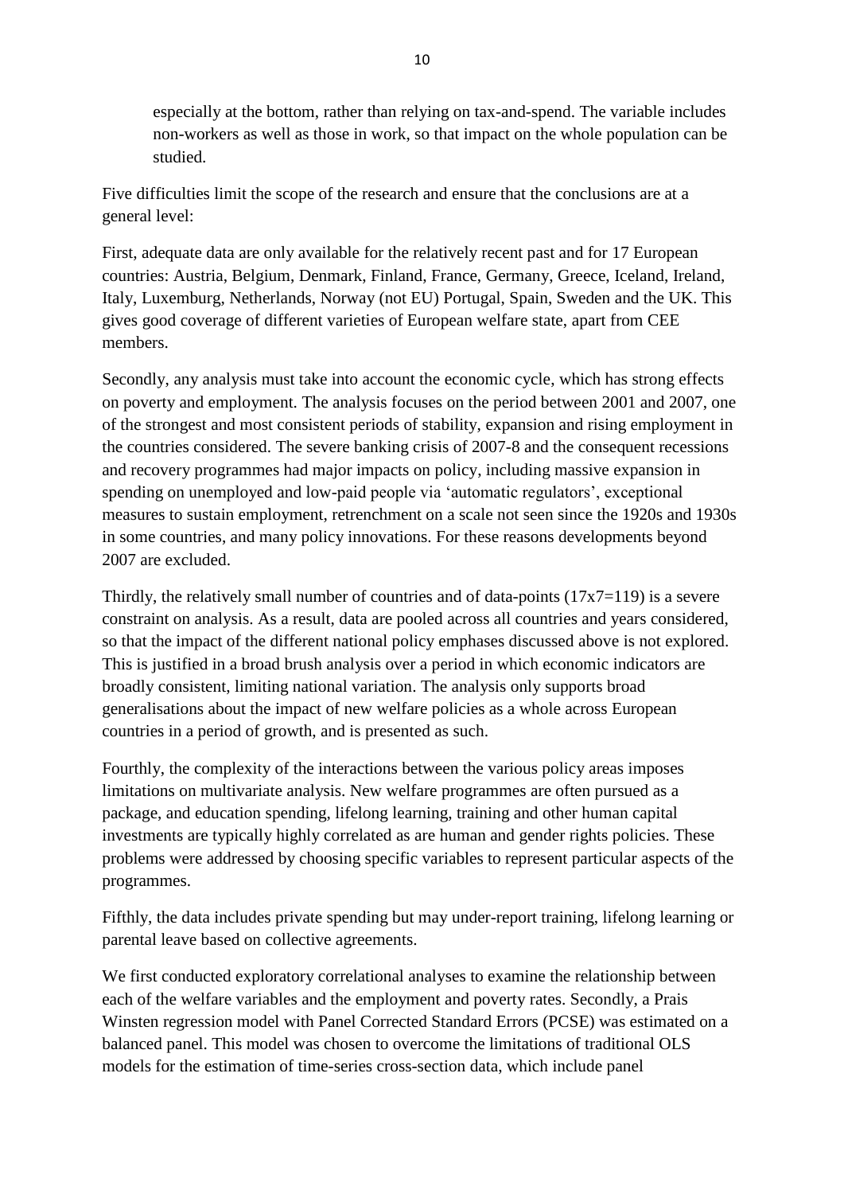especially at the bottom, rather than relying on tax-and-spend. The variable includes non-workers as well as those in work, so that impact on the whole population can be studied.

Five difficulties limit the scope of the research and ensure that the conclusions are at a general level:

First, adequate data are only available for the relatively recent past and for 17 European countries: Austria, Belgium, Denmark, Finland, France, Germany, Greece, Iceland, Ireland, Italy, Luxemburg, Netherlands, Norway (not EU) Portugal, Spain, Sweden and the UK. This gives good coverage of different varieties of European welfare state, apart from CEE members.

Secondly, any analysis must take into account the economic cycle, which has strong effects on poverty and employment. The analysis focuses on the period between 2001 and 2007, one of the strongest and most consistent periods of stability, expansion and rising employment in the countries considered. The severe banking crisis of 2007-8 and the consequent recessions and recovery programmes had major impacts on policy, including massive expansion in spending on unemployed and low-paid people via 'automatic regulators', exceptional measures to sustain employment, retrenchment on a scale not seen since the 1920s and 1930s in some countries, and many policy innovations. For these reasons developments beyond 2007 are excluded.

Thirdly, the relatively small number of countries and of data-points (17x7=119) is a severe constraint on analysis. As a result, data are pooled across all countries and years considered, so that the impact of the different national policy emphases discussed above is not explored. This is justified in a broad brush analysis over a period in which economic indicators are broadly consistent, limiting national variation. The analysis only supports broad generalisations about the impact of new welfare policies as a whole across European countries in a period of growth, and is presented as such.

Fourthly, the complexity of the interactions between the various policy areas imposes limitations on multivariate analysis. New welfare programmes are often pursued as a package, and education spending, lifelong learning, training and other human capital investments are typically highly correlated as are human and gender rights policies. These problems were addressed by choosing specific variables to represent particular aspects of the programmes.

Fifthly, the data includes private spending but may under-report training, lifelong learning or parental leave based on collective agreements.

We first conducted exploratory correlational analyses to examine the relationship between each of the welfare variables and the employment and poverty rates. Secondly, a Prais Winsten regression model with Panel Corrected Standard Errors (PCSE) was estimated on a balanced panel. This model was chosen to overcome the limitations of traditional OLS models for the estimation of time-series cross-section data, which include panel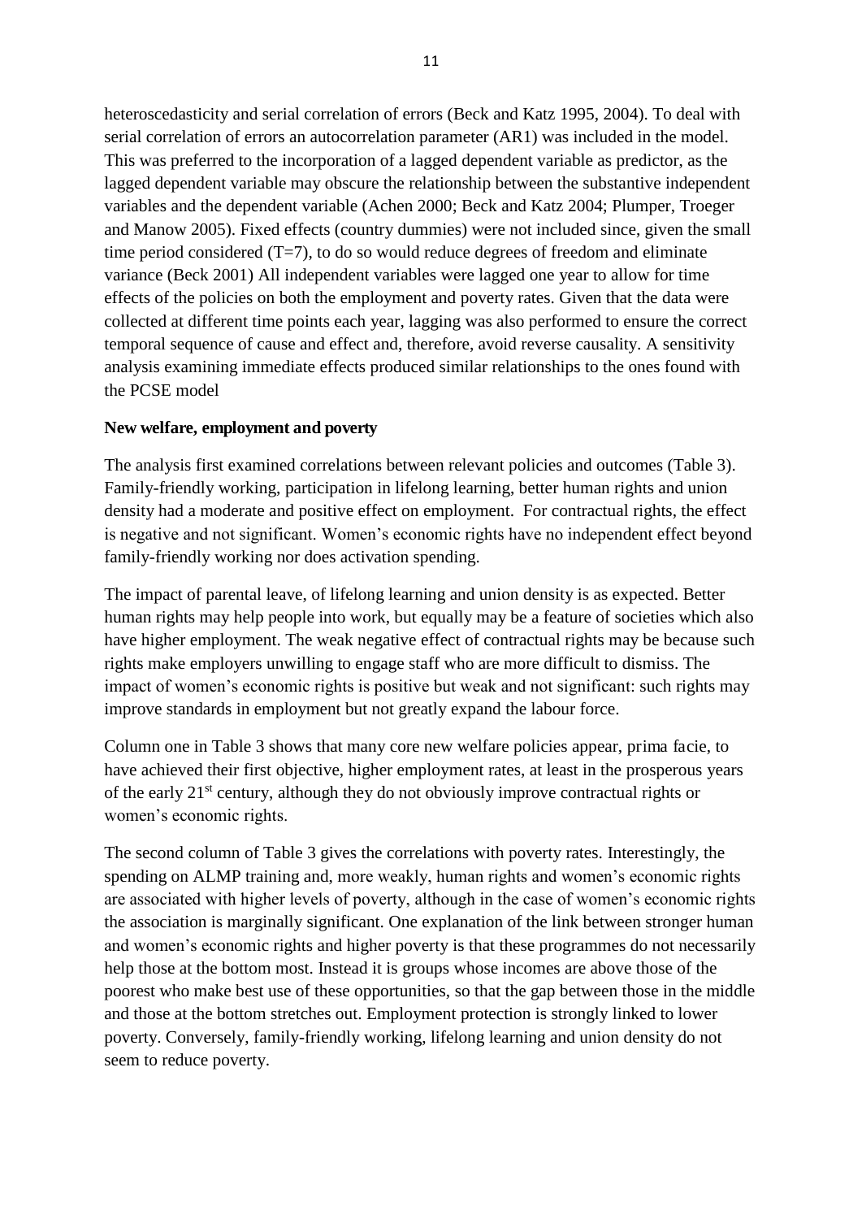heteroscedasticity and serial correlation of errors (Beck and Katz 1995, 2004). To deal with serial correlation of errors an autocorrelation parameter (AR1) was included in the model. This was preferred to the incorporation of a lagged dependent variable as predictor, as the lagged dependent variable may obscure the relationship between the substantive independent variables and the dependent variable (Achen 2000; Beck and Katz 2004; Plumper, Troeger and Manow 2005). Fixed effects (country dummies) were not included since, given the small time period considered (T=7), to do so would reduce degrees of freedom and eliminate variance (Beck 2001) All independent variables were lagged one year to allow for time effects of the policies on both the employment and poverty rates. Given that the data were collected at different time points each year, lagging was also performed to ensure the correct temporal sequence of cause and effect and, therefore, avoid reverse causality. A sensitivity analysis examining immediate effects produced similar relationships to the ones found with the PCSE model

**New welfare, employment and poverty**

The analysis first examined correlations between relevant policies and outcomes (Table 3). Family-friendly working, participation in lifelong learning, better human rights and union density had a moderate and positive effect on employment. For contractual rights, the effect is negative and not significant. Women's economic rights have no independent effect beyond family-friendly working nor does activation spending.

The impact of parental leave, of lifelong learning and union density is as expected. Better human rights may help people into work, but equally may be a feature of societies which also have higher employment. The weak negative effect of contractual rights may be because such rights make employers unwilling to engage staff who are more difficult to dismiss. The impact of women's economic rights is positive but weak and not significant: such rights may improve standards in employment but not greatly expand the labour force.

Column one in Table 3 shows that many core new welfare policies appear, *prima facie*, to have achieved their first objective, higher employment rates, at least in the prosperous years of the early 21st century, although they do not obviously improve contractual rights or women's economic rights.

The second column of Table 3 gives the correlations with poverty rates. Interestingly, the spending on ALMP training and, more weakly, human rights and women's economic rights are associated with higher levels of poverty, although in the case of women's economic rights the association is marginally significant. One explanation of the link between stronger human and women's economic rights and higher poverty is that these programmes do not necessarily help those at the bottom most. Instead it is groups whose incomes are above those of the poorest who make best use of these opportunities, so that the gap between those in the middle and those at the bottom stretches out. Employment protection is strongly linked to lower poverty. Conversely, family-friendly working, lifelong learning and union density do not seem to reduce poverty.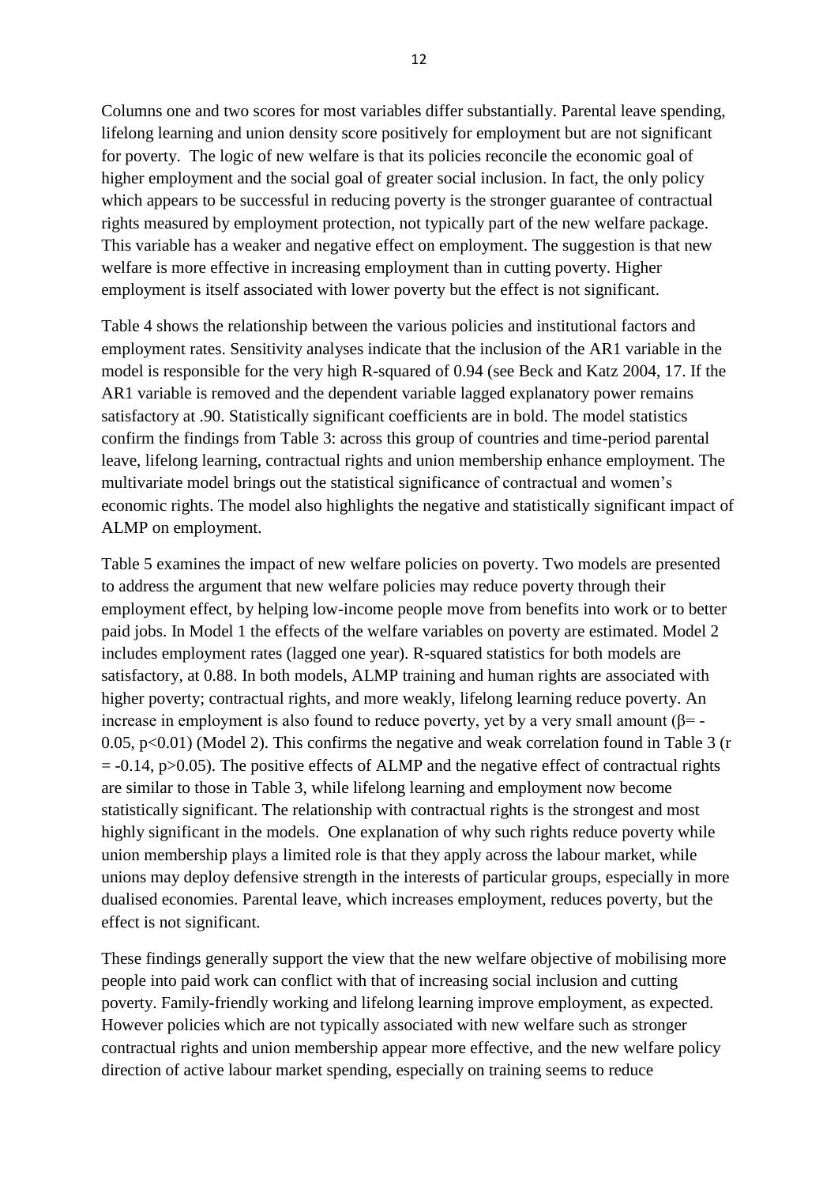Columns one and two scores for most variables differ substantially. Parental leave spending, lifelong learning and union density score positively for employment but are not significant for poverty. The logic of new welfare is that its policies reconcile the economic goal of higher employment and the social goal of greater social inclusion. In fact, the only policy which appears to be successful in reducing poverty is the stronger guarantee of contractual rights measured by employment protection, not typically part of the new welfare package. This variable has a weaker and negative effect on employment. The suggestion is that new welfare is more effective in increasing employment than in cutting poverty. Higher employment is itself associated with lower poverty but the effect is not significant.

Table 4 shows the relationship between the various policies and institutional factors and employment rates. Sensitivity analyses indicate that the inclusion of the AR1 variable in the model is responsible for the very high R-squared of 0.94 (see Beck and Katz 2004, 17. If the AR1 variable is removed and the dependent variable lagged explanatory power remains satisfactory at .90. Statistically significant coefficients are in bold. The model statistics confirm the findings from Table 3: across this group of countries and time-period parental leave, lifelong learning, contractual rights and union membership enhance employment. The multivariate model brings out the statistical significance of contractual and women's economic rights. The model also highlights the negative and statistically significant impact of ALMP on employment.

Table 5 examines the impact of new welfare policies on poverty. Two models are presented to address the argument that new welfare policies may reduce poverty through their employment effect, by helping low-income people move from benefits into work or to better paid jobs. In Model 1 the effects of the welfare variables on poverty are estimated. Model 2 includes employment rates (lagged one year). R-squared statistics for both models are satisfactory, at 0.88. In both models, ALMP training and human rights are associated with higher poverty; contractual rights, and more weakly, lifelong learning reduce poverty. An increase in employment is also found to reduce poverty, yet by a very small amount ($\beta = -0.05$, $p<0.01$) (Model 2). This confirms the negative and weak correlation found in Table 3 ($r = -0.14$, $p>0.05$). The positive effects of ALMP and the negative effect of contractual rights are similar to those in Table 3, while lifelong learning and employment now become statistically significant. The relationship with contractual rights is the strongest and most highly significant in the models. One explanation of why such rights reduce poverty while union membership plays a limited role is that they apply across the labour market, while unions may deploy defensive strength in the interests of particular groups, especially in more dualised economies. Parental leave, which increases employment, reduces poverty, but the effect is not significant.

These findings generally support the view that the new welfare objective of mobilising more people into paid work can conflict with that of increasing social inclusion and cutting poverty. Family-friendly working and lifelong learning improve employment, as expected. However policies which are not typically associated with new welfare such as stronger contractual rights and union membership appear more effective, and the new welfare policy direction of active labour market spending, especially on training seems to reduce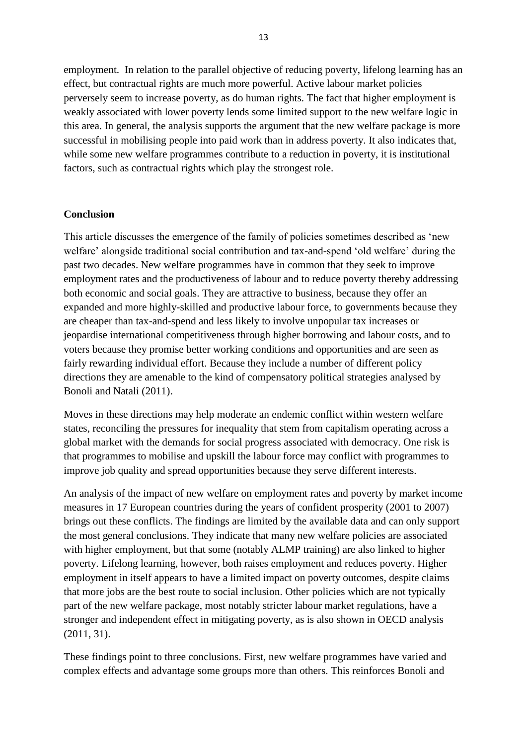employment. In relation to the parallel objective of reducing poverty, lifelong learning has an effect, but contractual rights are much more powerful. Active labour market policies perversely seem to increase poverty, as do human rights. The fact that higher employment is weakly associated with lower poverty lends some limited support to the new welfare logic in this area. In general, the analysis supports the argument that the new welfare package is more successful in mobilising people into paid work than in address poverty. It also indicates that, while some new welfare programmes contribute to a reduction in poverty, it is institutional factors, such as contractual rights which play the strongest role.

**Conclusion**

This article discusses the emergence of the family of policies sometimes described as 'new welfare' alongside traditional social contribution and tax-and-spend 'old welfare' during the past two decades. New welfare programmes have in common that they seek to improve employment rates and the productiveness of labour and to reduce poverty thereby addressing both economic and social goals. They are attractive to business, because they offer an expanded and more highly-skilled and productive labour force, to governments because they are cheaper than tax-and-spend and less likely to involve unpopular tax increases or jeopardise international competitiveness through higher borrowing and labour costs, and to voters because they promise better working conditions and opportunities and are seen as fairly rewarding individual effort. Because they include a number of different policy directions they are amenable to the kind of compensatory political strategies analysed by Bonoli and Natali (2011).

Moves in these directions may help moderate an endemic conflict within western welfare states, reconciling the pressures for inequality that stem from capitalism operating across a global market with the demands for social progress associated with democracy. One risk is that programmes to mobilise and upskill the labour force may conflict with programmes to improve job quality and spread opportunities because they serve different interests.

An analysis of the impact of new welfare on employment rates and poverty by market income measures in 17 European countries during the years of confident prosperity (2001 to 2007) brings out these conflicts. The findings are limited by the available data and can only support the most general conclusions. They indicate that many new welfare policies are associated with higher employment, but that some (notably ALMP training) are also linked to higher poverty. Lifelong learning, however, both raises employment and reduces poverty. Higher employment in itself appears to have a limited impact on poverty outcomes, despite claims that more jobs are the best route to social inclusion. Other policies which are not typically part of the new welfare package, most notably stricter labour market regulations, have a stronger and independent effect in mitigating poverty, as is also shown in OECD analysis (2011, 31).

These findings point to three conclusions. First, new welfare programmes have varied and complex effects and advantage some groups more than others. This reinforces Bonoli and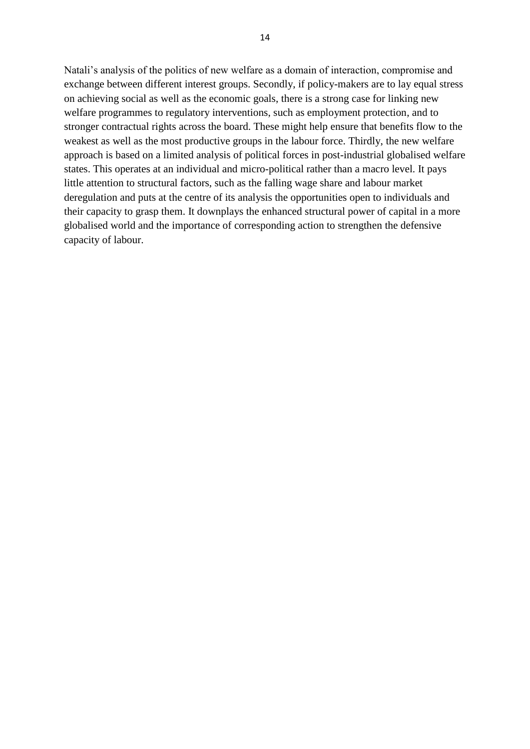Natali's analysis of the politics of new welfare as a domain of interaction, compromise and exchange between different interest groups. Secondly, if policy-makers are to lay equal stress on achieving social as well as the economic goals, there is a strong case for linking new welfare programmes to regulatory interventions, such as employment protection, and to stronger contractual rights across the board. These might help ensure that benefits flow to the weakest as well as the most productive groups in the labour force. Thirdly, the new welfare approach is based on a limited analysis of political forces in post-industrial globalised welfare states. This operates at an individual and micro-political rather than a macro level. It pays little attention to structural factors, such as the falling wage share and labour market deregulation and puts at the centre of its analysis the opportunities open to individuals and their capacity to grasp them. It downplays the enhanced structural power of capital in a more globalised world and the importance of corresponding action to strengthen the defensive capacity of labour.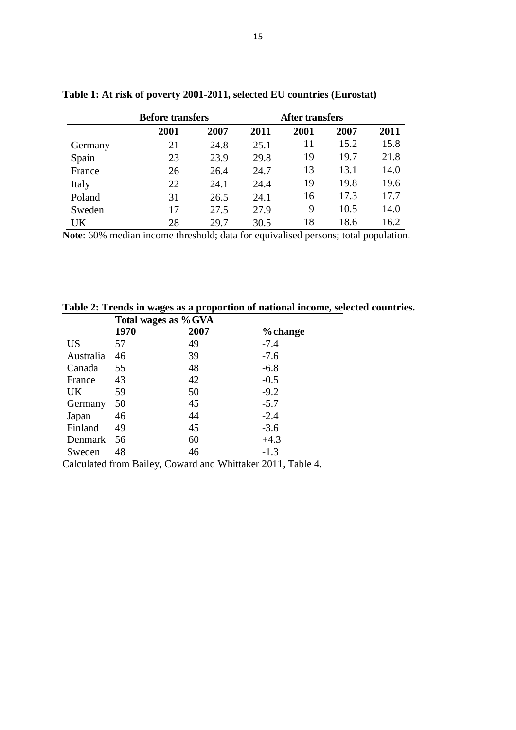**Table 1: At risk of poverty 2001-2011, selected EU countries (Eurostat)**

| | Before transfers | | | After transfers | | |
|---|---|---|---|---|---|---|
| | **2001** | **2007** | **2011** | **2001** | **2007** | **2011** |
| Germany | 21 | 24.8 | 25.1 | 11 | 15.2 | 15.8 |
| Spain | 23 | 23.9 | 29.8 | 19 | 19.7 | 21.8 |
| France | 26 | 26.4 | 24.7 | 13 | 13.1 | 14.0 |
| Italy | 22 | 24.1 | 24.4 | 19 | 19.8 | 19.6 |
| Poland | 31 | 26.5 | 24.1 | 16 | 17.3 | 17.7 |
| Sweden | 17 | 27.5 | 27.9 | 9 | 10.5 | 14.0 |
| UK | 28 | 29.7 | 30.5 | 18 | 18.6 | 16.2 |

**Note**: 60% median income threshold; data for equivalised persons; total population.

**Table 2: Trends in wages as a proportion of national income, selected countries.**

| | Total wages as %GVA | | |
|---|---|---|---|
| | **1970** | **2007** | **%change** |
| US | 57 | 49 | -7.4 |
| Australia | 46 | 39 | -7.6 |
| Canada | 55 | 48 | -6.8 |
| France | 43 | 42 | -0.5 |
| UK | 59 | 50 | -9.2 |
| Germany | 50 | 45 | -5.7 |
| Japan | 46 | 44 | -2.4 |
| Finland | 49 | 45 | -3.6 |
| Denmark | 56 | 60 | +4.3 |
| Sweden | 48 | 46 | -1.3 |

Calculated from Bailey, Coward and Whittaker 2011, Table 4.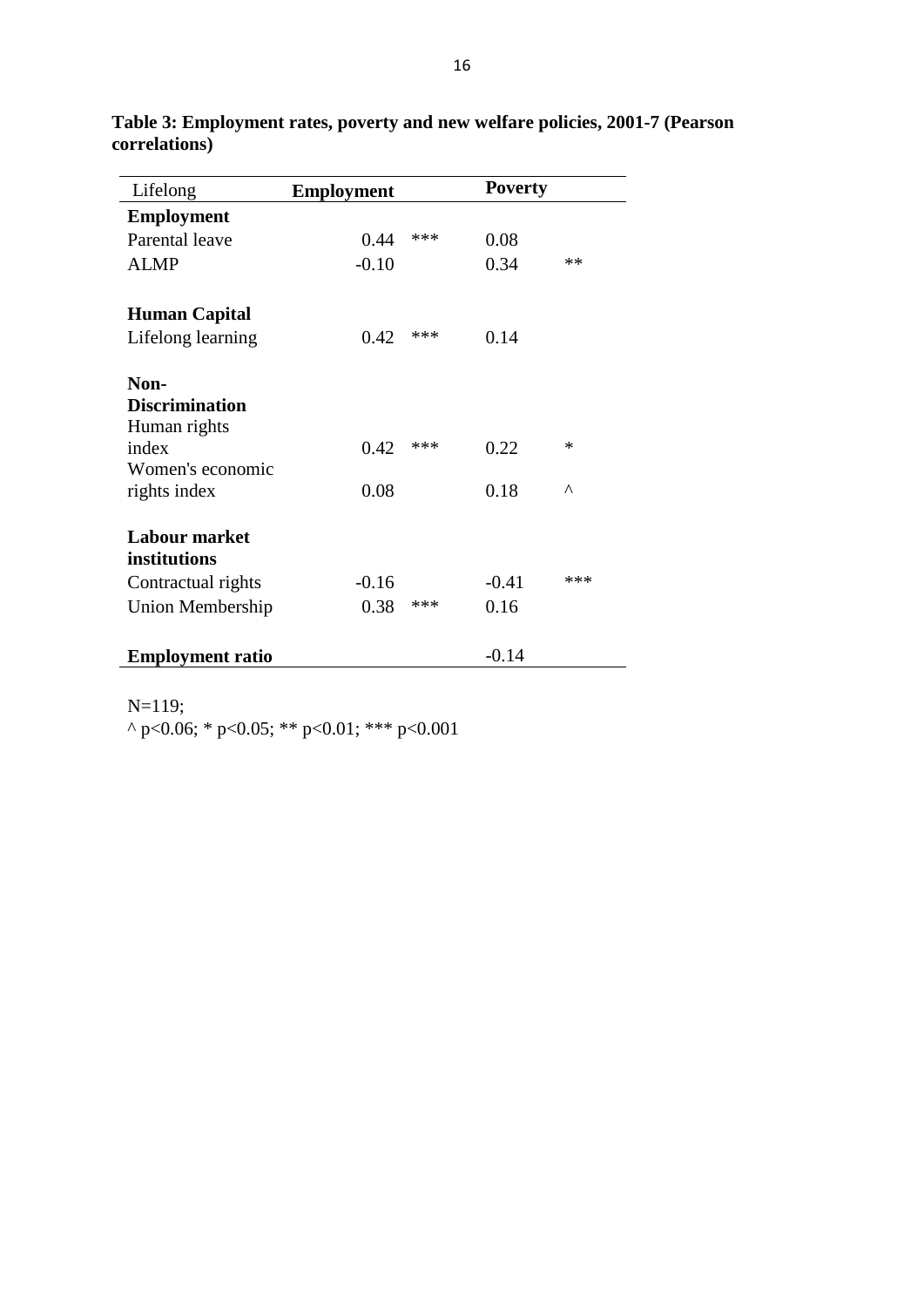**Table 3: Employment rates, poverty and new welfare policies, 2001-7 (Pearson correlations)**

| Lifelong | Employment | | Poverty | |
|---|---|---|---|---|
| **Employment** | | | | |
| Parental leave | 0.44 | *** | 0.08 | |
| ALMP | -0.10 | | 0.34 | ** |
| | | | | |
| **Human Capital** | | | | |
| Lifelong learning | 0.42 | *** | 0.14 | |
| | | | | |
| **Non-Discrimination** | | | | |
| Human rights index | 0.42 | *** | 0.22 | * |
| Women's economic rights index | 0.08 | | 0.18 | ^ |
| | | | | |
| **Labour market institutions** | | | | |
| Contractual rights | -0.16 | | -0.41 | *** |
| Union Membership | 0.38 | *** | 0.16 | |
| | | | | |
| **Employment ratio** | | | -0.14 | |

N=119;
^ $p<0.06$; * $p<0.05$; ** $p<0.01$; *** $p<0.001$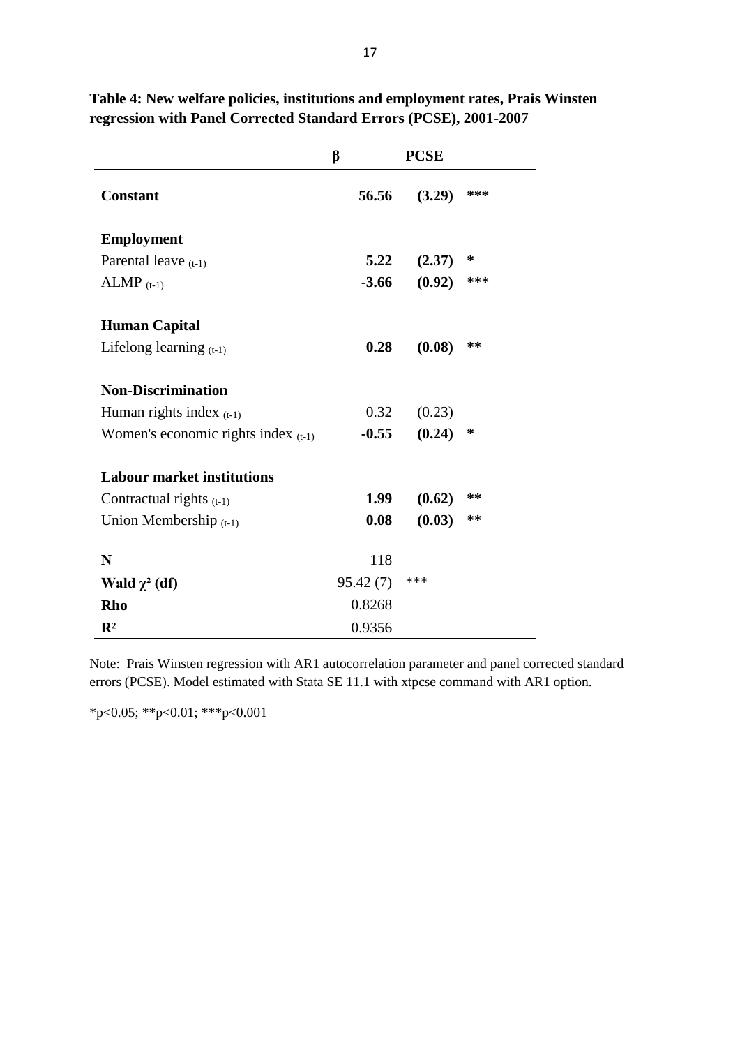**Table 4: New welfare policies, institutions and employment rates, Prais Winsten regression with Panel Corrected Standard Errors (PCSE), 2001-2007**

| | β | PCSE | |
|---|---|---|---|
| **Constant** | **56.56** | **(3.29)** | ***** |
| **Employment** | | | |
| Parental leave $_{(t-1)}$ | **5.22** | **(2.37)** | *** |
| ALMP $_{(t-1)}$ | **-3.66** | **(0.92)** | ***** |
| **Human Capital** | | | |
| Lifelong learning $_{(t-1)}$ | **0.28** | **(0.08)** | **** |
| **Non-Discrimination** | | | |
| Human rights index $_{(t-1)}$ | 0.32 | (0.23) | |
| Women's economic rights index $_{(t-1)}$ | **-0.55** | **(0.24)** | *** |
| **Labour market institutions** | | | |
| Contractual rights $_{(t-1)}$ | **1.99** | **(0.62)** | **** |
| Union Membership $_{(t-1)}$ | **0.08** | **(0.03)** | **** |
| **N** | 118 | | |
| **Wald $\chi^2$ (df)** | 95.42 (7) | *** | |
| **Rho** | 0.8268 | | |
| **$R^2$** | 0.9356 | | |

Note: Prais Winsten regression with AR1 autocorrelation parameter and panel corrected standard errors (PCSE). Model estimated with Stata SE 11.1 with xtpcse command with AR1 option.

*p<0.05; **p<0.01; ***p<0.001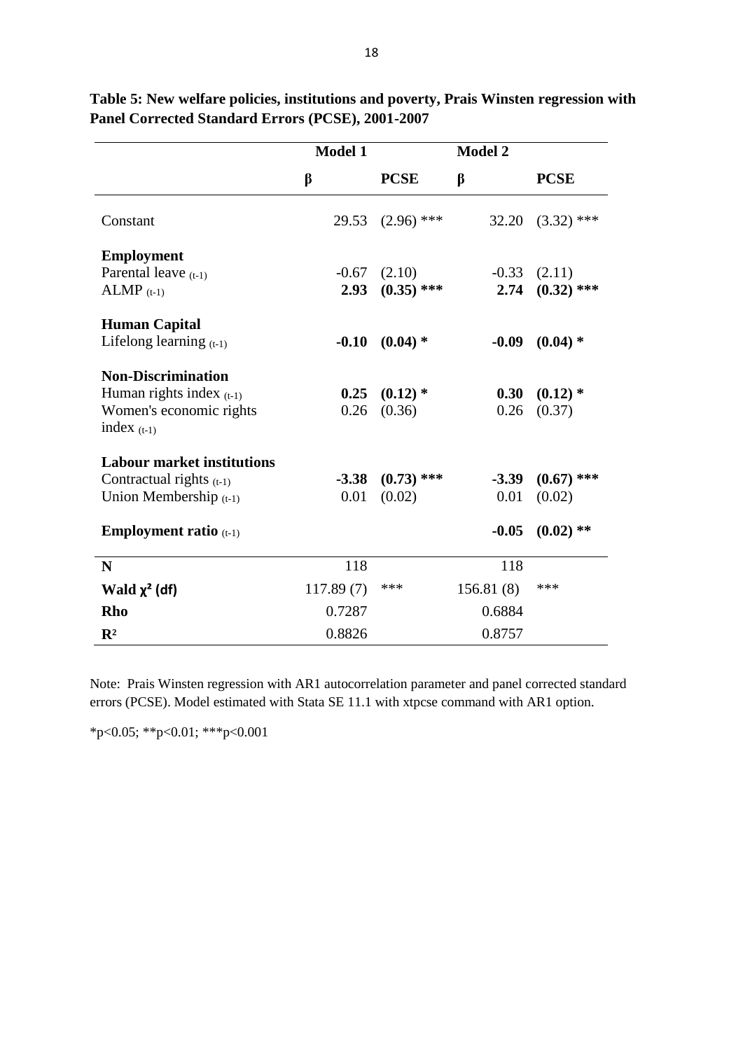**Table 5: New welfare policies, institutions and poverty, Prais Winsten regression with Panel Corrected Standard Errors (PCSE), 2001-2007**

| | Model 1 | | Model 2 | |
|---|---|---|---|---|
| | β | PCSE | β | PCSE |
| Constant | 29.53 | (2.96) *** | 32.20 | (3.32) *** |
| **Employment** | | | | |
| Parental leave $_{(t-1)}$ | -0.67 | (2.10) | -0.33 | (2.11) |
| ALMP $_{(t-1)}$ | **2.93** | **(0.35) *** ** | **2.74** | **(0.32) *** ** |
| **Human Capital** | | | | |
| Lifelong learning $_{(t-1)}$ | **-0.10** | **(0.04) *** | **-0.09** | **(0.04) *** |
| **Non-Discrimination** | | | | |
| Human rights index $_{(t-1)}$ | **0.25** | **(0.12) *** | **0.30** | **(0.12) *** |
| Women's economic rights index $_{(t-1)}$ | 0.26 | (0.36) | 0.26 | (0.37) |
| **Labour market institutions** | | | | |
| Contractual rights $_{(t-1)}$ | **-3.38** | **(0.73) *** ** | **-3.39** | **(0.67) *** ** |
| Union Membership $_{(t-1)}$ | 0.01 | (0.02) | 0.01 | (0.02) |
| **Employment ratio** $_{(t-1)}$ | | | **-0.05** | **(0.02) ** ** |
| **N** | 118 | | 118 | |
| **Wald $\chi^2$ (df)** | 117.89 (7) | *** | 156.81 (8) | *** |
| **Rho** | 0.7287 | | 0.6884 | |
| **$R^2$** | 0.8826 | | 0.8757 | |

Note: Prais Winsten regression with AR1 autocorrelation parameter and panel corrected standard errors (PCSE). Model estimated with Stata SE 11.1 with xtpcse command with AR1 option.

*p<0.05; **p<0.01; ***p<0.001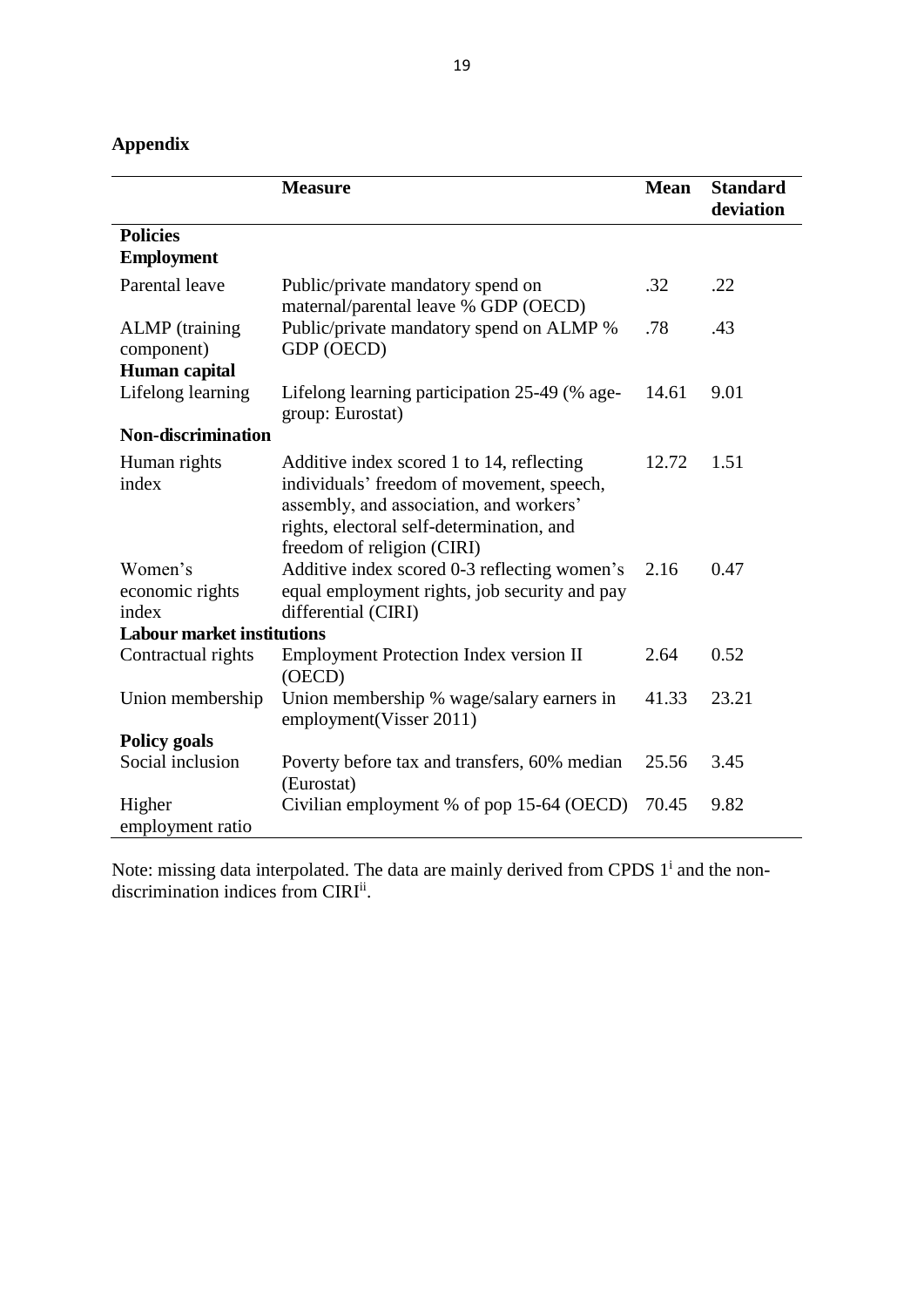## Appendix

| | Measure | Mean | Standard deviation |
|---|---|---|---|
| **Policies** | | | |
| **Employment** | | | |
| Parental leave | Public/private mandatory spend on maternal/parental leave % GDP (OECD) | .32 | .22 |
| ALMP (training component) | Public/private mandatory spend on ALMP % GDP (OECD) | .78 | .43 |
| **Human capital** | | | |
| Lifelong learning | Lifelong learning participation 25-49 (% age-group: Eurostat) | 14.61 | 9.01 |
| **Non-discrimination** | | | |
| Human rights index | Additive index scored 1 to 14, reflecting individuals' freedom of movement, speech, assembly, and association, and workers' rights, electoral self-determination, and freedom of religion (CIRI) | 12.72 | 1.51 |
| Women's economic rights index | Additive index scored 0-3 reflecting women's equal employment rights, job security and pay differential (CIRI) | 2.16 | 0.47 |
| **Labour market institutions** | | | |
| Contractual rights | Employment Protection Index version II (OECD) | 2.64 | 0.52 |
| Union membership | Union membership % wage/salary earners in employment(Visser 2011) | 41.33 | 23.21 |
| **Policy goals** | | | |
| Social inclusion | Poverty before tax and transfers, 60% median (Eurostat) | 25.56 | 3.45 |
| Higher employment ratio | Civilian employment % of pop 15-64 (OECD) | 70.45 | 9.82 |

Note: missing data interpolated. The data are mainly derived from CPDS 1[i] and the non-discrimination indices from CIRI[ii].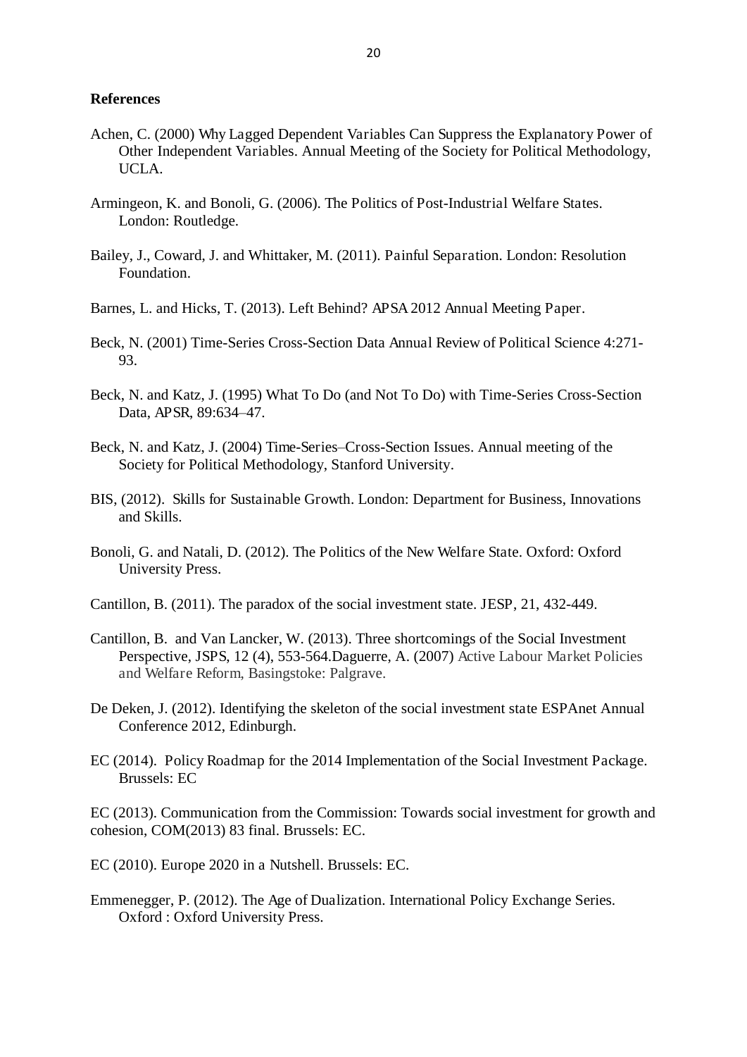**References**

Achen, C. (2000) Why Lagged Dependent Variables Can Suppress the Explanatory Power of Other Independent Variables. Annual Meeting of the Society for Political Methodology, UCLA.

Armingeon, K. and Bonoli, G. (2006). The Politics of Post-Industrial Welfare States. London: Routledge.

Bailey, J., Coward, J. and Whittaker, M. (2011). Painful Separation. London: Resolution Foundation.

Barnes, L. and Hicks, T. (2013). Left Behind? APSA 2012 Annual Meeting Paper.

Beck, N. (2001) Time-Series Cross-Section Data Annual Review of Political Science 4:271-93.

Beck, N. and Katz, J. (1995) What To Do (and Not To Do) with Time-Series Cross-Section Data, APSR, 89:634–47.

Beck, N. and Katz, J. (2004) Time-Series–Cross-Section Issues. Annual meeting of the Society for Political Methodology, Stanford University.

BIS, (2012). Skills for Sustainable Growth. London: Department for Business, Innovations and Skills.

Bonoli, G. and Natali, D. (2012). The Politics of the New Welfare State. Oxford: Oxford University Press.

Cantillon, B. (2011). The paradox of the social investment state. JESP, 21, 432-449.

Cantillon, B. and Van Lancker, W. (2013). Three shortcomings of the Social Investment Perspective, JSPS, 12 (4), 553-564.Daguerre, A. (2007) Active Labour Market Policies and Welfare Reform, Basingstoke: Palgrave.

De Deken, J. (2012). Identifying the skeleton of the social investment state ESPAnet Annual Conference 2012, Edinburgh.

EC (2014). Policy Roadmap for the 2014 Implementation of the Social Investment Package. Brussels: EC

EC (2013). Communication from the Commission: Towards social investment for growth and cohesion, COM(2013) 83 final. Brussels: EC.

EC (2010). Europe 2020 in a Nutshell. Brussels: EC.

Emmenegger, P. (2012). The Age of Dualization. International Policy Exchange Series. Oxford : Oxford University Press.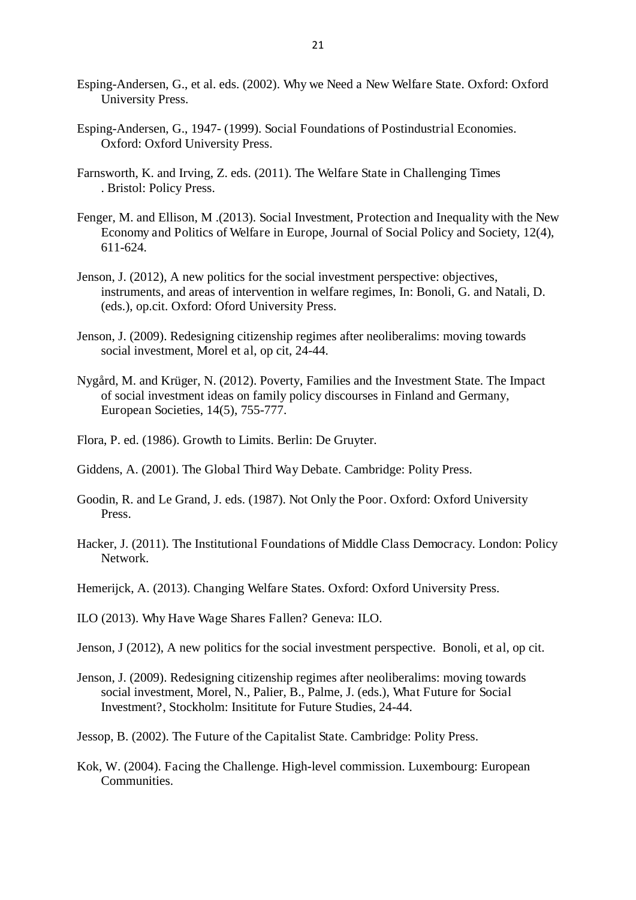Esping-Andersen, G., et al. eds. (2002). Why we Need a New Welfare State. Oxford: Oxford University Press.

Esping-Andersen, G., 1947- (1999). Social Foundations of Postindustrial Economies. Oxford: Oxford University Press.

Farnsworth, K. and Irving, Z. eds. (2011). The Welfare State in Challenging Times . Bristol: Policy Press.

Fenger, M. and Ellison, M .(2013). Social Investment, Protection and Inequality with the New Economy and Politics of Welfare in Europe, Journal of Social Policy and Society, 12(4), 611-624.

Jenson, J. (2012), A new politics for the social investment perspective: objectives, instruments, and areas of intervention in welfare regimes, In: Bonoli, G. and Natali, D. (eds.), op.cit. Oxford: Oford University Press.

Jenson, J. (2009). Redesigning citizenship regimes after neoliberalims: moving towards social investment, Morel et al, op cit, 24-44.

Nygård, M. and Krüger, N. (2012). Poverty, Families and the Investment State. The Impact of social investment ideas on family policy discourses in Finland and Germany, European Societies, 14(5), 755-777.

Flora, P. ed. (1986). Growth to Limits. Berlin: De Gruyter.

Giddens, A. (2001). The Global Third Way Debate. Cambridge: Polity Press.

Goodin, R. and Le Grand, J. eds. (1987). Not Only the Poor. Oxford: Oxford University Press.

Hacker, J. (2011). The Institutional Foundations of Middle Class Democracy. London: Policy Network.

Hemerijck, A. (2013). Changing Welfare States. Oxford: Oxford University Press.

ILO (2013). Why Have Wage Shares Fallen? Geneva: ILO.

Jenson, J (2012), A new politics for the social investment perspective. Bonoli, et al, op cit.

Jenson, J. (2009). Redesigning citizenship regimes after neoliberalims: moving towards social investment, Morel, N., Palier, B., Palme, J. (eds.), What Future for Social Investment?, Stockholm: Insititute for Future Studies, 24-44.

Jessop, B. (2002). The Future of the Capitalist State. Cambridge: Polity Press.

Kok, W. (2004). Facing the Challenge. High-level commission. Luxembourg: European Communities.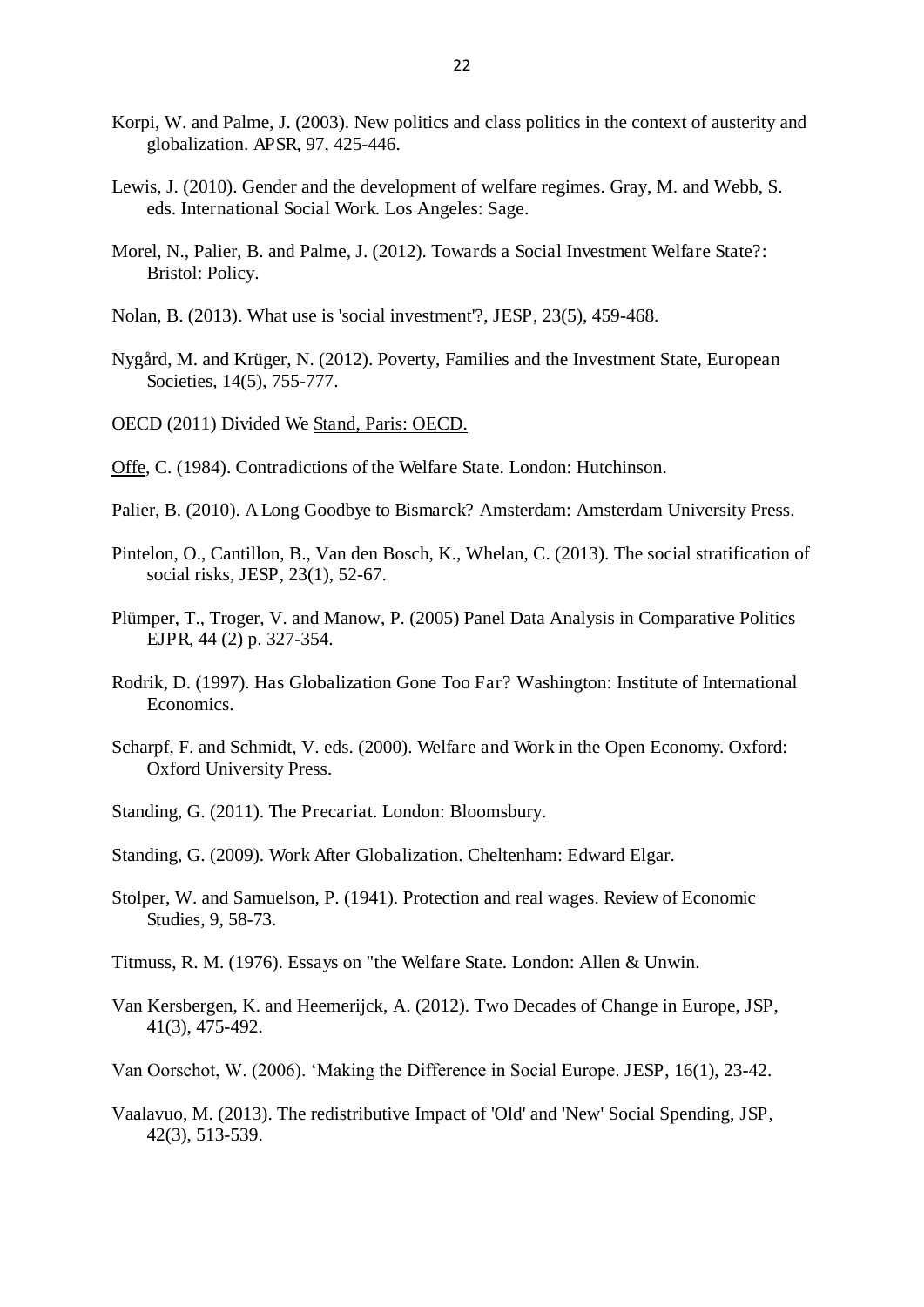Korpi, W. and Palme, J. (2003). New politics and class politics in the context of austerity and globalization. APSR, 97, 425-446.

Lewis, J. (2010). Gender and the development of welfare regimes. Gray, M. and Webb, S. eds. International Social Work. Los Angeles: Sage.

Morel, N., Palier, B. and Palme, J. (2012). Towards a Social Investment Welfare State?: Bristol: Policy.

Nolan, B. (2013). What use is 'social investment'?, JESP, 23(5), 459-468.

Nygård, M. and Krüger, N. (2012). Poverty, Families and the Investment State, European Societies, 14(5), 755-777.

OECD (2011) Divided We Stand, Paris: OECD.

Offe, C. (1984). Contradictions of the Welfare State. London: Hutchinson.

Palier, B. (2010). A Long Goodbye to Bismarck? Amsterdam: Amsterdam University Press.

Pintelon, O., Cantillon, B., Van den Bosch, K., Whelan, C. (2013). The social stratification of social risks, JESP, 23(1), 52-67.

Plümper, T., Troger, V. and Manow, P. (2005) Panel Data Analysis in Comparative Politics EJPR, 44 (2) p. 327-354.

Rodrik, D. (1997). Has Globalization Gone Too Far? Washington: Institute of International Economics.

Scharpf, F. and Schmidt, V. eds. (2000). Welfare and Work in the Open Economy. Oxford: Oxford University Press.

Standing, G. (2011). The Precariat. London: Bloomsbury.

Standing, G. (2009). Work After Globalization. Cheltenham: Edward Elgar.

Stolper, W. and Samuelson, P. (1941). Protection and real wages. Review of Economic Studies, 9, 58-73.

Titmuss, R. M. (1976). Essays on "the Welfare State. London: Allen & Unwin.

Van Kersbergen, K. and Heemerijck, A. (2012). Two Decades of Change in Europe, JSP, 41(3), 475-492.

Van Oorschot, W. (2006). 'Making the Difference in Social Europe. JESP, 16(1), 23-42.

Vaalavuo, M. (2013). The redistributive Impact of 'Old' and 'New' Social Spending, JSP, 42(3), 513-539.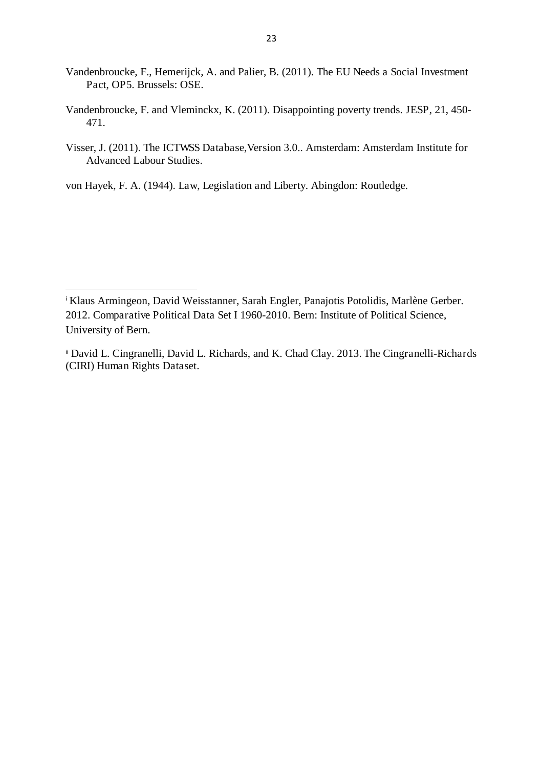Vandenbroucke, F., Hemerijck, A. and Palier, B. (2011). The EU Needs a Social Investment Pact, OP5. Brussels: OSE.

Vandenbroucke, F. and Vleminckx, K. (2011). Disappointing poverty trends. JESP, 21, 450-471.

Visser, J. (2011). The ICTWSS Database,Version 3.0.. Amsterdam: Amsterdam Institute for Advanced Labour Studies.

von Hayek, F. A. (1944). Law, Legislation and Liberty. Abingdon: Routledge.

---

[i] Klaus Armingeon, David Weisstanner, Sarah Engler, Panajotis Potolidis, Marlène Gerber. 2012. Comparative Political Data Set I 1960-2010. Bern: Institute of Political Science, University of Bern.

[ii] David L. Cingranelli, David L. Richards, and K. Chad Clay. 2013. The Cingranelli-Richards (CIRI) Human Rights Dataset.